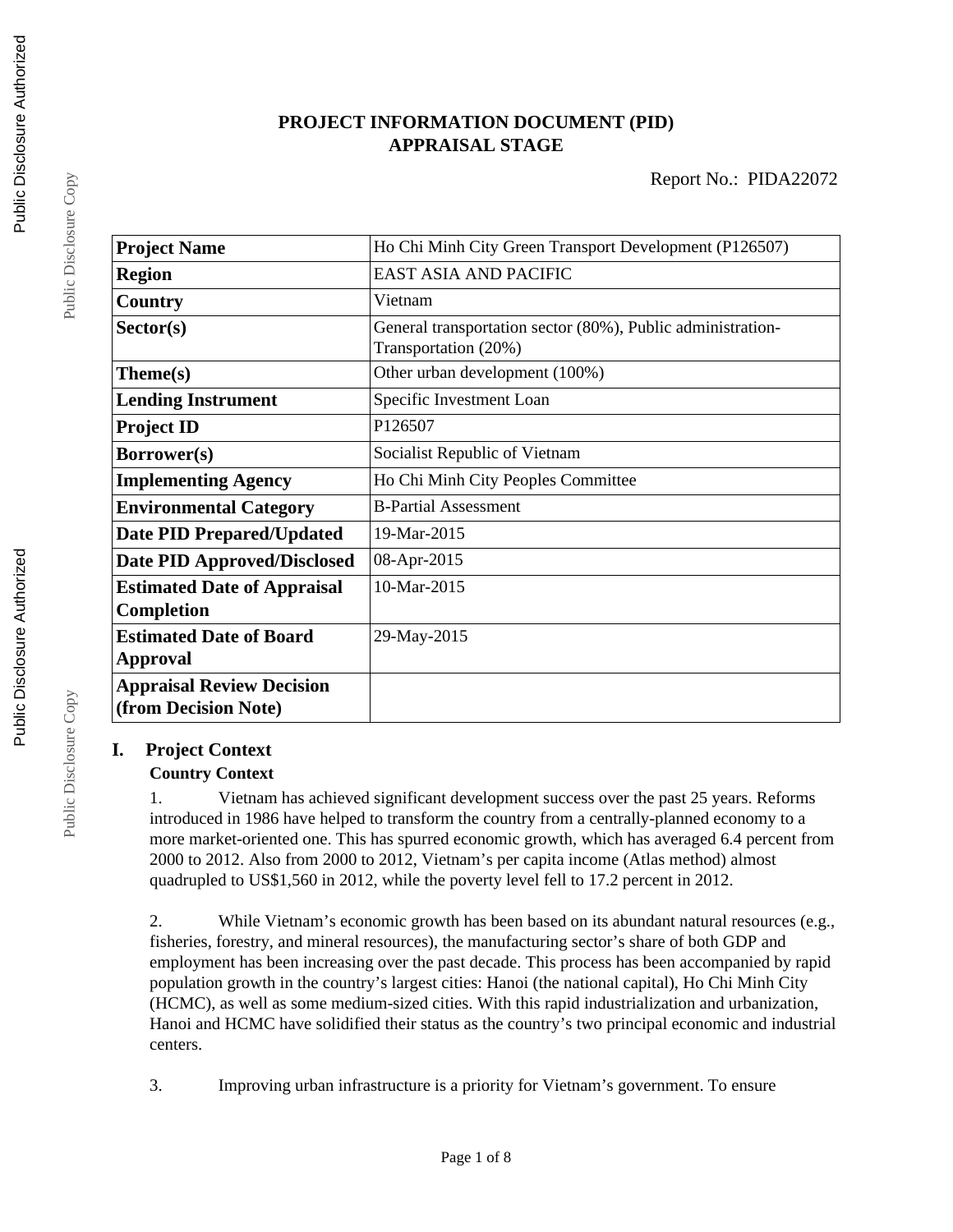# PROJECT INFORMATION DOCUMENT (PID)
## APPRAISAL STAGE

Report No.: PIDA22072

| Project Name | Ho Chi Minh City Green Transport Development (P126507) |
|---|---|
| Region | EAST ASIA AND PACIFIC |
| Country | Vietnam |
| Sector(s) | General transportation sector (80%), Public administration-Transportation (20%) |
| Theme(s) | Other urban development (100%) |
| Lending Instrument | Specific Investment Loan |
| Project ID | P126507 |
| Borrower(s) | Socialist Republic of Vietnam |
| Implementing Agency | Ho Chi Minh City Peoples Committee |
| Environmental Category | B-Partial Assessment |
| Date PID Prepared/Updated | 19-Mar-2015 |
| Date PID Approved/Disclosed | 08-Apr-2015 |
| Estimated Date of Appraisal Completion | 10-Mar-2015 |
| Estimated Date of Board Approval | 29-May-2015 |
| Appraisal Review Decision (from Decision Note) | |

## I. Project Context

### Country Context

1. Vietnam has achieved significant development success over the past 25 years. Reforms introduced in 1986 have helped to transform the country from a centrally-planned economy to a more market-oriented one. This has spurred economic growth, which has averaged 6.4 percent from 2000 to 2012. Also from 2000 to 2012, Vietnam's per capita income (Atlas method) almost quadrupled to US$1,560 in 2012, while the poverty level fell to 17.2 percent in 2012.

2. While Vietnam's economic growth has been based on its abundant natural resources (e.g., fisheries, forestry, and mineral resources), the manufacturing sector's share of both GDP and employment has been increasing over the past decade. This process has been accompanied by rapid population growth in the country's largest cities: Hanoi (the national capital), Ho Chi Minh City (HCMC), as well as some medium-sized cities. With this rapid industrialization and urbanization, Hanoi and HCMC have solidified their status as the country's two principal economic and industrial centers.

3. Improving urban infrastructure is a priority for Vietnam's government. To ensure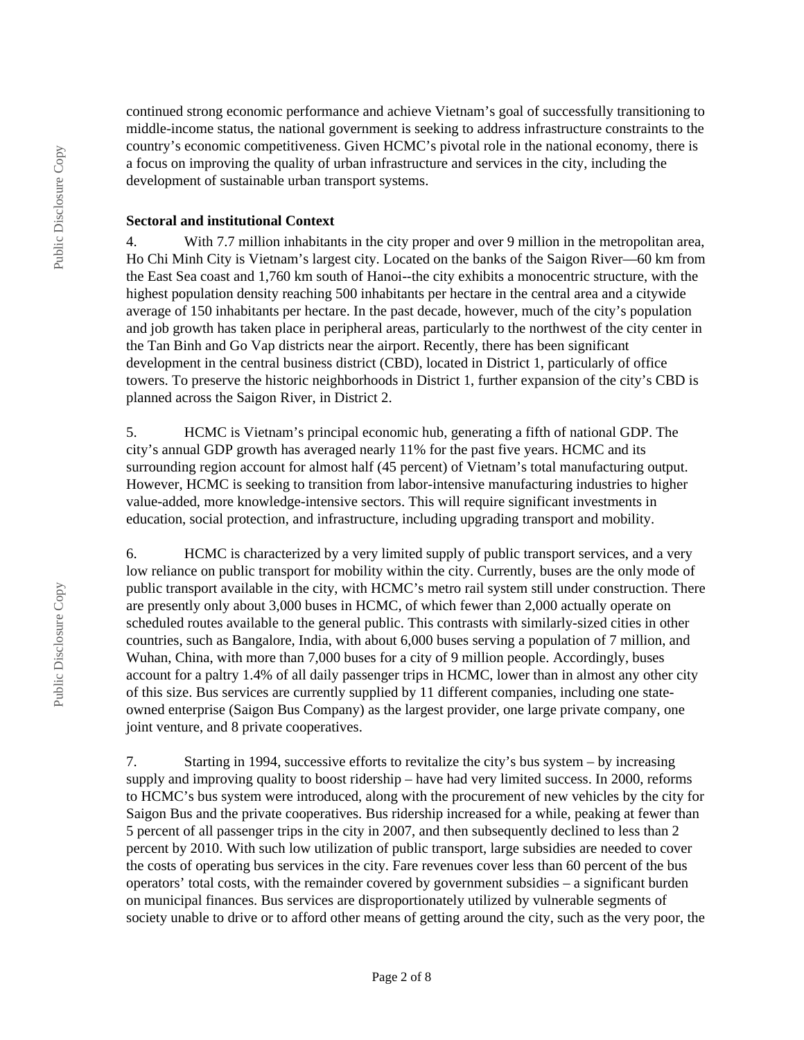continued strong economic performance and achieve Vietnam's goal of successfully transitioning to middle-income status, the national government is seeking to address infrastructure constraints to the country's economic competitiveness. Given HCMC's pivotal role in the national economy, there is a focus on improving the quality of urban infrastructure and services in the city, including the development of sustainable urban transport systems.

**Sectoral and institutional Context**

4. With 7.7 million inhabitants in the city proper and over 9 million in the metropolitan area, Ho Chi Minh City is Vietnam's largest city. Located on the banks of the Saigon River—60 km from the East Sea coast and 1,760 km south of Hanoi--the city exhibits a monocentric structure, with the highest population density reaching 500 inhabitants per hectare in the central area and a citywide average of 150 inhabitants per hectare. In the past decade, however, much of the city's population and job growth has taken place in peripheral areas, particularly to the northwest of the city center in the Tan Binh and Go Vap districts near the airport. Recently, there has been significant development in the central business district (CBD), located in District 1, particularly of office towers. To preserve the historic neighborhoods in District 1, further expansion of the city's CBD is planned across the Saigon River, in District 2.

5. HCMC is Vietnam's principal economic hub, generating a fifth of national GDP. The city's annual GDP growth has averaged nearly 11% for the past five years. HCMC and its surrounding region account for almost half (45 percent) of Vietnam's total manufacturing output. However, HCMC is seeking to transition from labor-intensive manufacturing industries to higher value-added, more knowledge-intensive sectors. This will require significant investments in education, social protection, and infrastructure, including upgrading transport and mobility.

6. HCMC is characterized by a very limited supply of public transport services, and a very low reliance on public transport for mobility within the city. Currently, buses are the only mode of public transport available in the city, with HCMC's metro rail system still under construction. There are presently only about 3,000 buses in HCMC, of which fewer than 2,000 actually operate on scheduled routes available to the general public. This contrasts with similarly-sized cities in other countries, such as Bangalore, India, with about 6,000 buses serving a population of 7 million, and Wuhan, China, with more than 7,000 buses for a city of 9 million people. Accordingly, buses account for a paltry 1.4% of all daily passenger trips in HCMC, lower than in almost any other city of this size. Bus services are currently supplied by 11 different companies, including one state-owned enterprise (Saigon Bus Company) as the largest provider, one large private company, one joint venture, and 8 private cooperatives.

7. Starting in 1994, successive efforts to revitalize the city's bus system – by increasing supply and improving quality to boost ridership – have had very limited success. In 2000, reforms to HCMC's bus system were introduced, along with the procurement of new vehicles by the city for Saigon Bus and the private cooperatives. Bus ridership increased for a while, peaking at fewer than 5 percent of all passenger trips in the city in 2007, and then subsequently declined to less than 2 percent by 2010. With such low utilization of public transport, large subsidies are needed to cover the costs of operating bus services in the city. Fare revenues cover less than 60 percent of the bus operators' total costs, with the remainder covered by government subsidies – a significant burden on municipal finances. Bus services are disproportionately utilized by vulnerable segments of society unable to drive or to afford other means of getting around the city, such as the very poor, the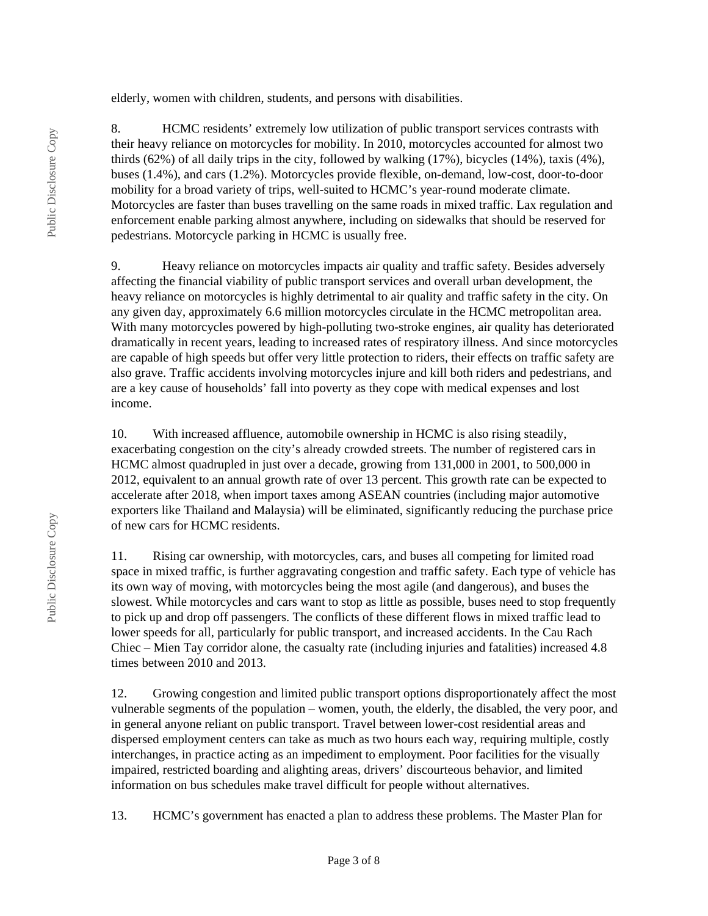elderly, women with children, students, and persons with disabilities.

8. HCMC residents' extremely low utilization of public transport services contrasts with their heavy reliance on motorcycles for mobility. In 2010, motorcycles accounted for almost two thirds (62%) of all daily trips in the city, followed by walking (17%), bicycles (14%), taxis (4%), buses (1.4%), and cars (1.2%). Motorcycles provide flexible, on-demand, low-cost, door-to-door mobility for a broad variety of trips, well-suited to HCMC's year-round moderate climate. Motorcycles are faster than buses travelling on the same roads in mixed traffic. Lax regulation and enforcement enable parking almost anywhere, including on sidewalks that should be reserved for pedestrians. Motorcycle parking in HCMC is usually free.

9. Heavy reliance on motorcycles impacts air quality and traffic safety. Besides adversely affecting the financial viability of public transport services and overall urban development, the heavy reliance on motorcycles is highly detrimental to air quality and traffic safety in the city. On any given day, approximately 6.6 million motorcycles circulate in the HCMC metropolitan area. With many motorcycles powered by high-polluting two-stroke engines, air quality has deteriorated dramatically in recent years, leading to increased rates of respiratory illness. And since motorcycles are capable of high speeds but offer very little protection to riders, their effects on traffic safety are also grave. Traffic accidents involving motorcycles injure and kill both riders and pedestrians, and are a key cause of households' fall into poverty as they cope with medical expenses and lost income.

10. With increased affluence, automobile ownership in HCMC is also rising steadily, exacerbating congestion on the city's already crowded streets. The number of registered cars in HCMC almost quadrupled in just over a decade, growing from 131,000 in 2001, to 500,000 in 2012, equivalent to an annual growth rate of over 13 percent. This growth rate can be expected to accelerate after 2018, when import taxes among ASEAN countries (including major automotive exporters like Thailand and Malaysia) will be eliminated, significantly reducing the purchase price of new cars for HCMC residents.

11. Rising car ownership, with motorcycles, cars, and buses all competing for limited road space in mixed traffic, is further aggravating congestion and traffic safety. Each type of vehicle has its own way of moving, with motorcycles being the most agile (and dangerous), and buses the slowest. While motorcycles and cars want to stop as little as possible, buses need to stop frequently to pick up and drop off passengers. The conflicts of these different flows in mixed traffic lead to lower speeds for all, particularly for public transport, and increased accidents. In the Cau Rach Chiec – Mien Tay corridor alone, the casualty rate (including injuries and fatalities) increased 4.8 times between 2010 and 2013.

12. Growing congestion and limited public transport options disproportionately affect the most vulnerable segments of the population – women, youth, the elderly, the disabled, the very poor, and in general anyone reliant on public transport. Travel between lower-cost residential areas and dispersed employment centers can take as much as two hours each way, requiring multiple, costly interchanges, in practice acting as an impediment to employment. Poor facilities for the visually impaired, restricted boarding and alighting areas, drivers' discourteous behavior, and limited information on bus schedules make travel difficult for people without alternatives.

13. HCMC's government has enacted a plan to address these problems. The Master Plan for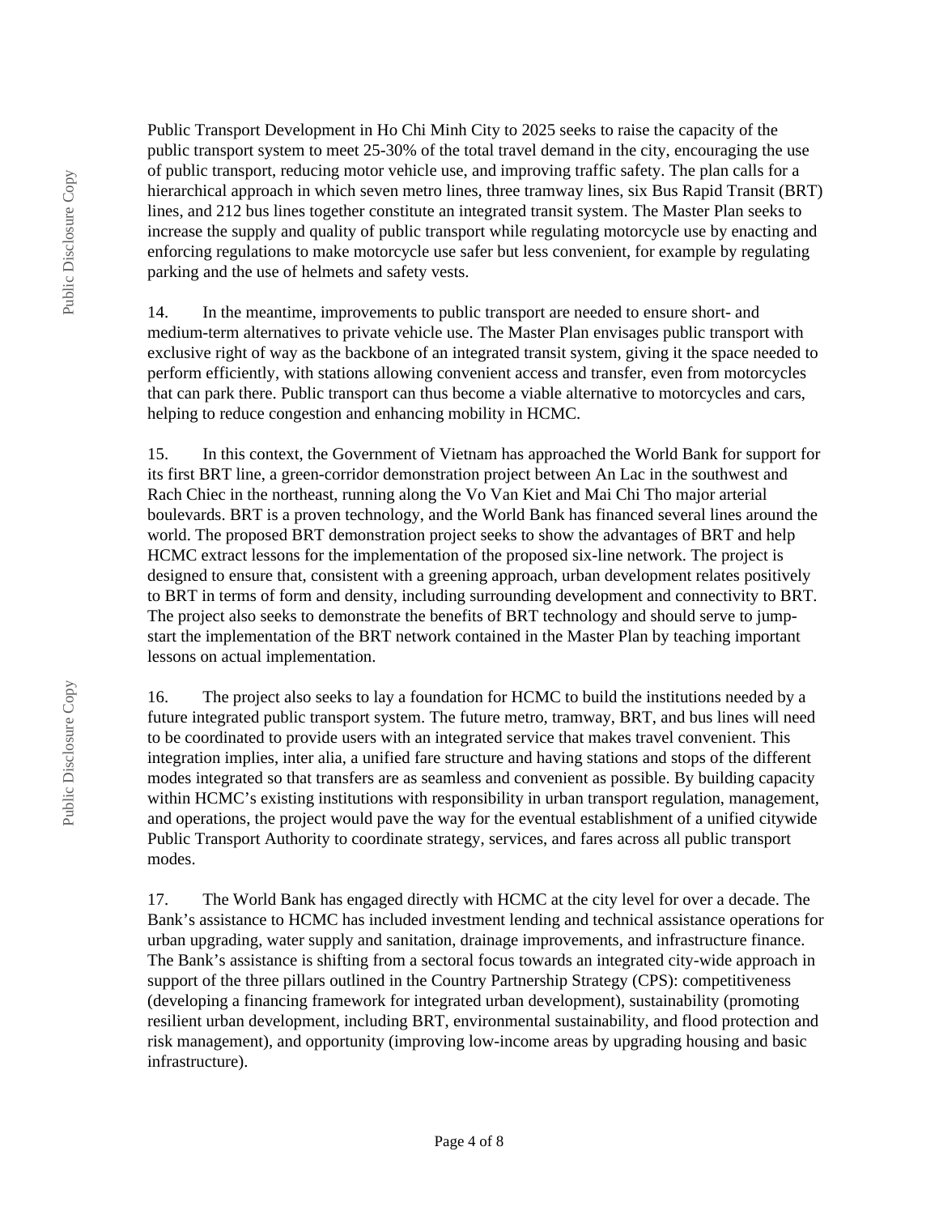Public Transport Development in Ho Chi Minh City to 2025 seeks to raise the capacity of the public transport system to meet 25-30% of the total travel demand in the city, encouraging the use of public transport, reducing motor vehicle use, and improving traffic safety. The plan calls for a hierarchical approach in which seven metro lines, three tramway lines, six Bus Rapid Transit (BRT) lines, and 212 bus lines together constitute an integrated transit system. The Master Plan seeks to increase the supply and quality of public transport while regulating motorcycle use by enacting and enforcing regulations to make motorcycle use safer but less convenient, for example by regulating parking and the use of helmets and safety vests.

14. In the meantime, improvements to public transport are needed to ensure short- and medium-term alternatives to private vehicle use. The Master Plan envisages public transport with exclusive right of way as the backbone of an integrated transit system, giving it the space needed to perform efficiently, with stations allowing convenient access and transfer, even from motorcycles that can park there. Public transport can thus become a viable alternative to motorcycles and cars, helping to reduce congestion and enhancing mobility in HCMC.

15. In this context, the Government of Vietnam has approached the World Bank for support for its first BRT line, a green-corridor demonstration project between An Lac in the southwest and Rach Chiec in the northeast, running along the Vo Van Kiet and Mai Chi Tho major arterial boulevards. BRT is a proven technology, and the World Bank has financed several lines around the world. The proposed BRT demonstration project seeks to show the advantages of BRT and help HCMC extract lessons for the implementation of the proposed six-line network. The project is designed to ensure that, consistent with a greening approach, urban development relates positively to BRT in terms of form and density, including surrounding development and connectivity to BRT. The project also seeks to demonstrate the benefits of BRT technology and should serve to jump-start the implementation of the BRT network contained in the Master Plan by teaching important lessons on actual implementation.

16. The project also seeks to lay a foundation for HCMC to build the institutions needed by a future integrated public transport system. The future metro, tramway, BRT, and bus lines will need to be coordinated to provide users with an integrated service that makes travel convenient. This integration implies, inter alia, a unified fare structure and having stations and stops of the different modes integrated so that transfers are as seamless and convenient as possible. By building capacity within HCMC's existing institutions with responsibility in urban transport regulation, management, and operations, the project would pave the way for the eventual establishment of a unified citywide Public Transport Authority to coordinate strategy, services, and fares across all public transport modes.

17. The World Bank has engaged directly with HCMC at the city level for over a decade. The Bank's assistance to HCMC has included investment lending and technical assistance operations for urban upgrading, water supply and sanitation, drainage improvements, and infrastructure finance. The Bank's assistance is shifting from a sectoral focus towards an integrated city-wide approach in support of the three pillars outlined in the Country Partnership Strategy (CPS): competitiveness (developing a financing framework for integrated urban development), sustainability (promoting resilient urban development, including BRT, environmental sustainability, and flood protection and risk management), and opportunity (improving low-income areas by upgrading housing and basic infrastructure).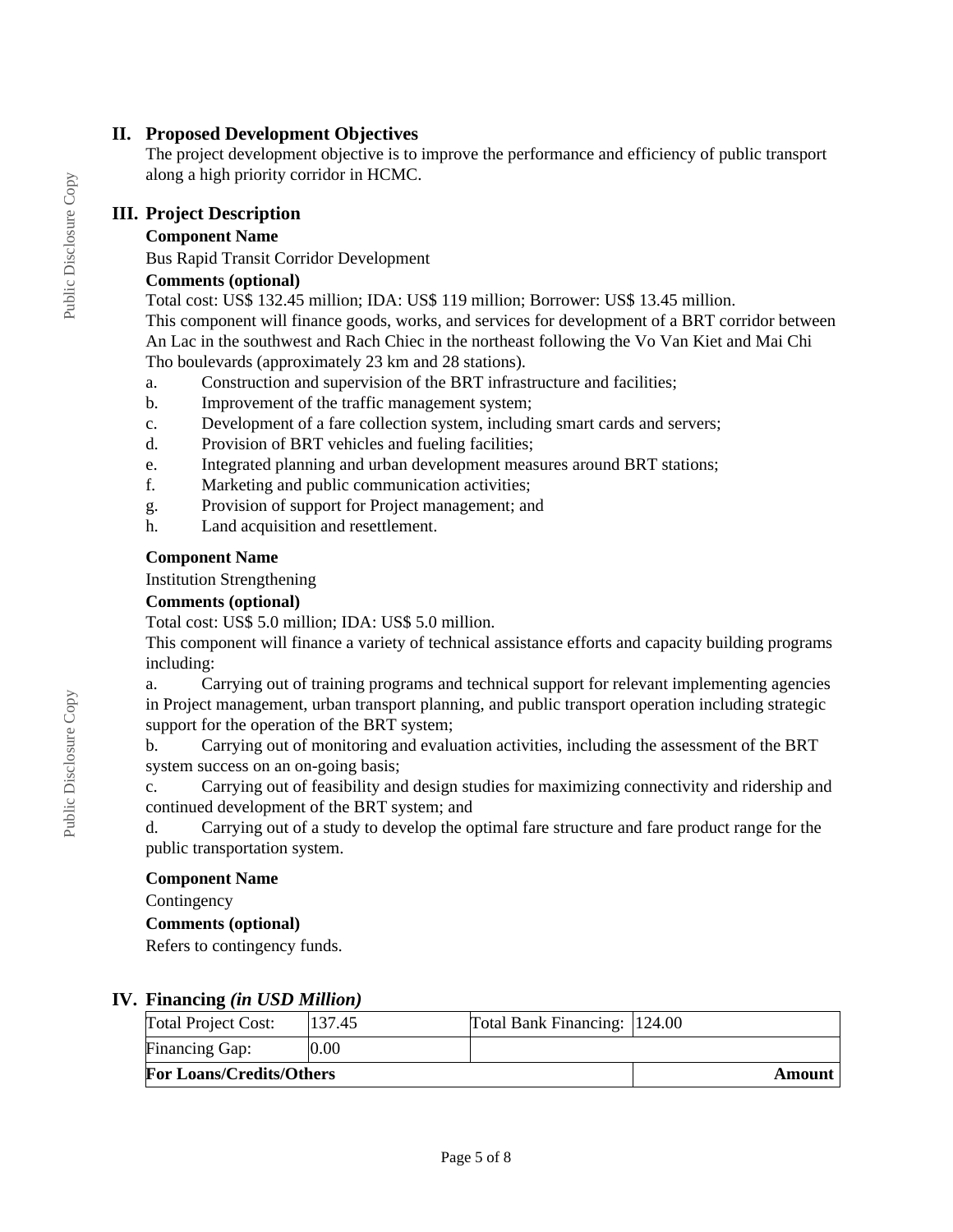## II. Proposed Development Objectives

The project development objective is to improve the performance and efficiency of public transport along a high priority corridor in HCMC.

## III. Project Description

**Component Name**

Bus Rapid Transit Corridor Development

**Comments (optional)**

Total cost: US$ 132.45 million; IDA: US$ 119 million; Borrower: US$ 13.45 million.
This component will finance goods, works, and services for development of a BRT corridor between An Lac in the southwest and Rach Chiec in the northeast following the Vo Van Kiet and Mai Chi Tho boulevards (approximately 23 km and 28 stations).

a. Construction and supervision of the BRT infrastructure and facilities;
b. Improvement of the traffic management system;
c. Development of a fare collection system, including smart cards and servers;
d. Provision of BRT vehicles and fueling facilities;
e. Integrated planning and urban development measures around BRT stations;
f. Marketing and public communication activities;
g. Provision of support for Project management; and
h. Land acquisition and resettlement.

**Component Name**

Institution Strengthening

**Comments (optional)**

Total cost: US$ 5.0 million; IDA: US$ 5.0 million.
This component will finance a variety of technical assistance efforts and capacity building programs including:

a. Carrying out of training programs and technical support for relevant implementing agencies in Project management, urban transport planning, and public transport operation including strategic support for the operation of the BRT system;
b. Carrying out of monitoring and evaluation activities, including the assessment of the BRT system success on an on-going basis;
c. Carrying out of feasibility and design studies for maximizing connectivity and ridership and continued development of the BRT system; and
d. Carrying out of a study to develop the optimal fare structure and fare product range for the public transportation system.

**Component Name**

Contingency

**Comments (optional)**

Refers to contingency funds.

## IV. Financing *(in USD Million)*

| Total Project Cost: | 137.45 | Total Bank Financing: | 124.00 |
|---|---|---|---|
| Financing Gap: | 0.00 | | |
| **For Loans/Credits/Others** | | | **Amount** |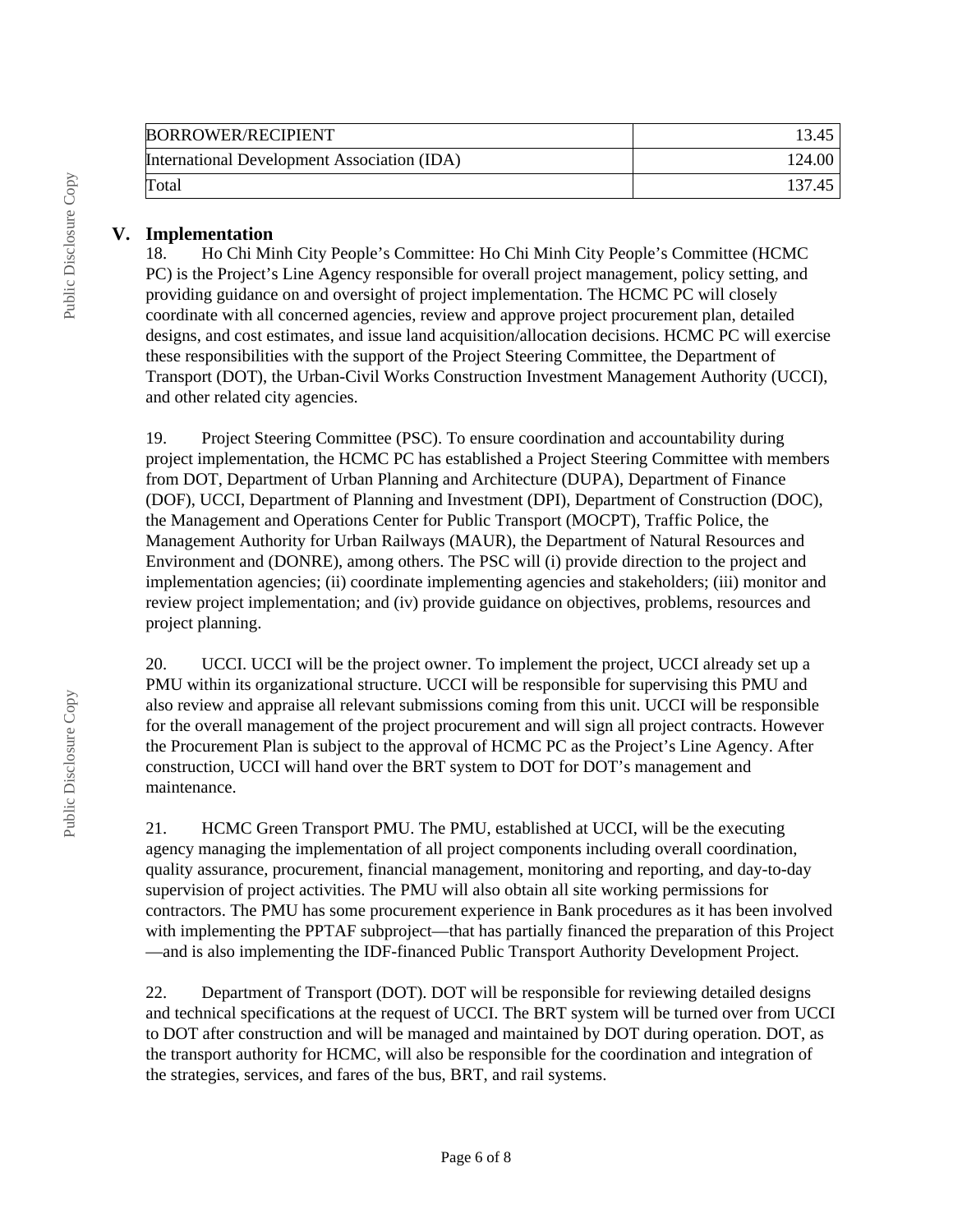| BORROWER/RECIPIENT | 13.45 |
|---|---|
| International Development Association (IDA) | 124.00 |
| Total | 137.45 |

## V. Implementation

18. Ho Chi Minh City People's Committee: Ho Chi Minh City People's Committee (HCMC PC) is the Project's Line Agency responsible for overall project management, policy setting, and providing guidance on and oversight of project implementation. The HCMC PC will closely coordinate with all concerned agencies, review and approve project procurement plan, detailed designs, and cost estimates, and issue land acquisition/allocation decisions. HCMC PC will exercise these responsibilities with the support of the Project Steering Committee, the Department of Transport (DOT), the Urban-Civil Works Construction Investment Management Authority (UCCI), and other related city agencies.

19. Project Steering Committee (PSC). To ensure coordination and accountability during project implementation, the HCMC PC has established a Project Steering Committee with members from DOT, Department of Urban Planning and Architecture (DUPA), Department of Finance (DOF), UCCI, Department of Planning and Investment (DPI), Department of Construction (DOC), the Management and Operations Center for Public Transport (MOCPT), Traffic Police, the Management Authority for Urban Railways (MAUR), the Department of Natural Resources and Environment and (DONRE), among others. The PSC will (i) provide direction to the project and implementation agencies; (ii) coordinate implementing agencies and stakeholders; (iii) monitor and review project implementation; and (iv) provide guidance on objectives, problems, resources and project planning.

20. UCCI. UCCI will be the project owner. To implement the project, UCCI already set up a PMU within its organizational structure. UCCI will be responsible for supervising this PMU and also review and appraise all relevant submissions coming from this unit. UCCI will be responsible for the overall management of the project procurement and will sign all project contracts. However the Procurement Plan is subject to the approval of HCMC PC as the Project's Line Agency. After construction, UCCI will hand over the BRT system to DOT for DOT's management and maintenance.

21. HCMC Green Transport PMU. The PMU, established at UCCI, will be the executing agency managing the implementation of all project components including overall coordination, quality assurance, procurement, financial management, monitoring and reporting, and day-to-day supervision of project activities. The PMU will also obtain all site working permissions for contractors. The PMU has some procurement experience in Bank procedures as it has been involved with implementing the PPTAF subproject—that has partially financed the preparation of this Project—and is also implementing the IDF-financed Public Transport Authority Development Project.

22. Department of Transport (DOT). DOT will be responsible for reviewing detailed designs and technical specifications at the request of UCCI. The BRT system will be turned over from UCCI to DOT after construction and will be managed and maintained by DOT during operation. DOT, as the transport authority for HCMC, will also be responsible for the coordination and integration of the strategies, services, and fares of the bus, BRT, and rail systems.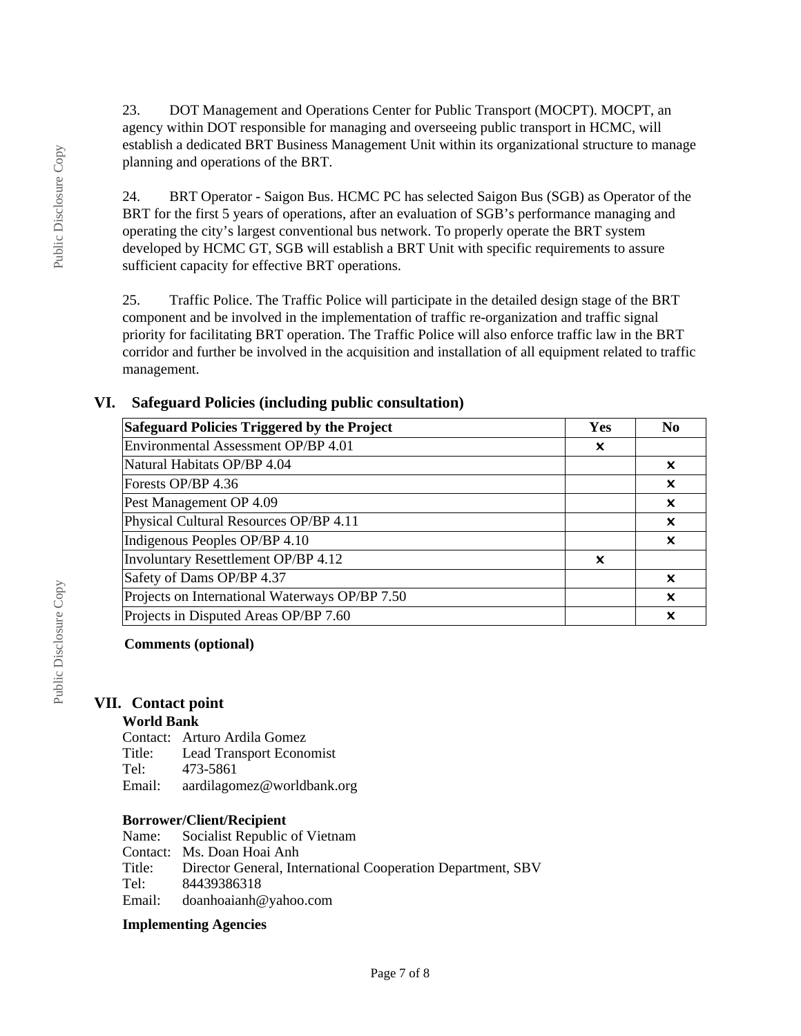23. DOT Management and Operations Center for Public Transport (MOCPT). MOCPT, an agency within DOT responsible for managing and overseeing public transport in HCMC, will establish a dedicated BRT Business Management Unit within its organizational structure to manage planning and operations of the BRT.

24. BRT Operator - Saigon Bus. HCMC PC has selected Saigon Bus (SGB) as Operator of the BRT for the first 5 years of operations, after an evaluation of SGB's performance managing and operating the city's largest conventional bus network. To properly operate the BRT system developed by HCMC GT, SGB will establish a BRT Unit with specific requirements to assure sufficient capacity for effective BRT operations.

25. Traffic Police. The Traffic Police will participate in the detailed design stage of the BRT component and be involved in the implementation of traffic re-organization and traffic signal priority for facilitating BRT operation. The Traffic Police will also enforce traffic law in the BRT corridor and further be involved in the acquisition and installation of all equipment related to traffic management.

## VI. Safeguard Policies (including public consultation)

| Safeguard Policies Triggered by the Project | Yes | No |
|---|---|---|
| Environmental Assessment OP/BP 4.01 | ✖ | |
| Natural Habitats OP/BP 4.04 | | ✖ |
| Forests OP/BP 4.36 | | ✖ |
| Pest Management OP 4.09 | | ✖ |
| Physical Cultural Resources OP/BP 4.11 | | ✖ |
| Indigenous Peoples OP/BP 4.10 | | ✖ |
| Involuntary Resettlement OP/BP 4.12 | ✖ | |
| Safety of Dams OP/BP 4.37 | | ✖ |
| Projects on International Waterways OP/BP 7.50 | | ✖ |
| Projects in Disputed Areas OP/BP 7.60 | | ✖ |

**Comments (optional)**

## VII. Contact point

**World Bank**

Contact: Arturo Ardila Gomez
Title: Lead Transport Economist
Tel: 473-5861
Email: aardilagomez@worldbank.org

**Borrower/Client/Recipient**

Name: Socialist Republic of Vietnam
Contact: Ms. Doan Hoai Anh
Title: Director General, International Cooperation Department, SBV
Tel: 84439386318
Email: doanhoaianh@yahoo.com

**Implementing Agencies**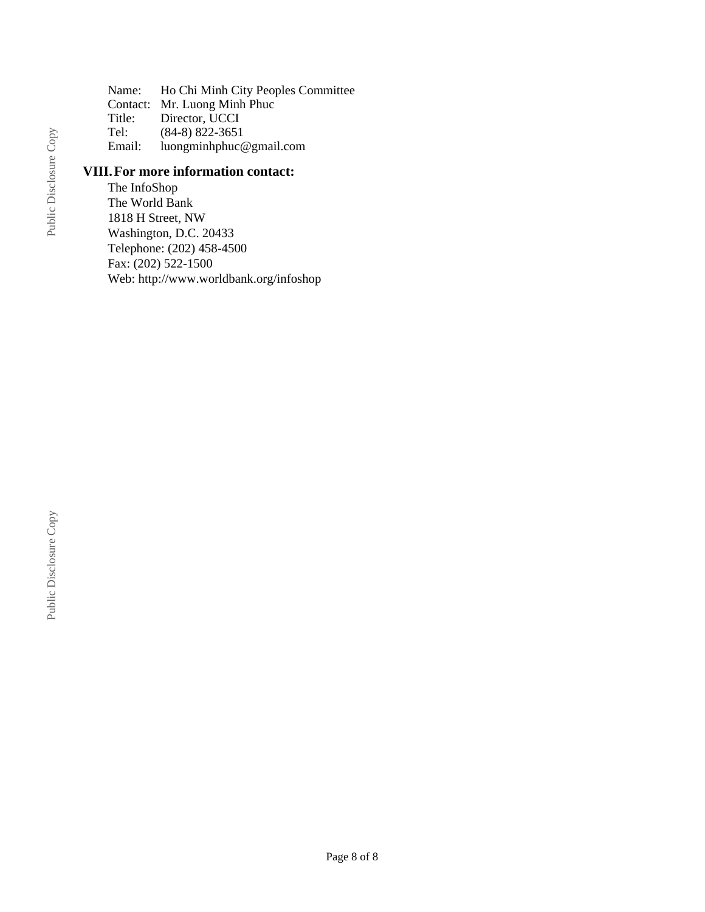Name: Ho Chi Minh City Peoples Committee
Contact: Mr. Luong Minh Phuc
Title: Director, UCCI
Tel: (84-8) 822-3651
Email: luongminhphuc@gmail.com

## VIII. For more information contact:

The InfoShop
The World Bank
1818 H Street, NW
Washington, D.C. 20433
Telephone: (202) 458-4500
Fax: (202) 522-1500
Web: http://www.worldbank.org/infoshop